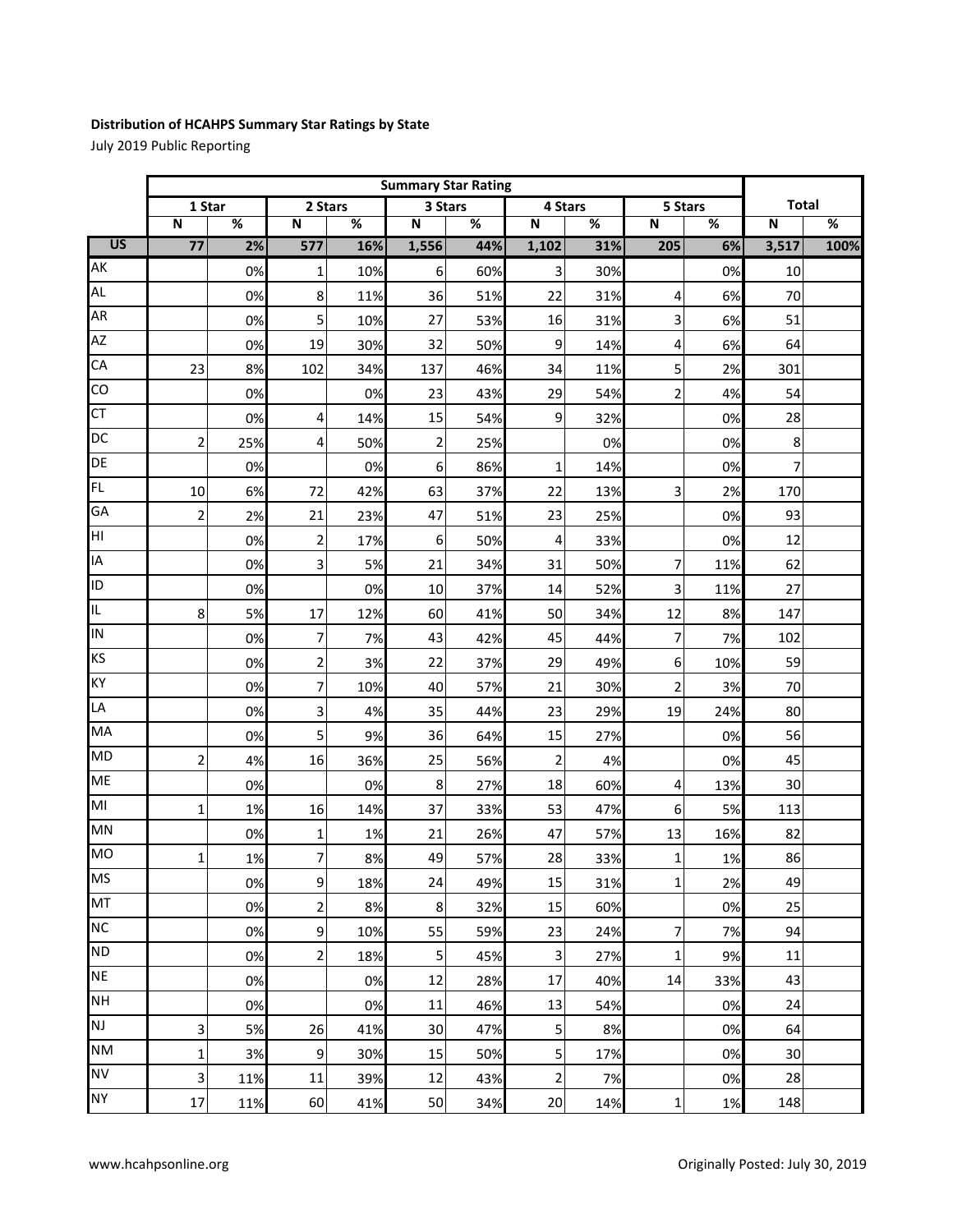**Distribution of HCAHPS Summary Star Ratings by State**

July 2019 Public Reporting

| | Summary Star Rating | | | | | | | | | | | |
|---|---|---|---|---|---|---|---|---|---|---|---|---|
| | 1 Star | | 2 Stars | | 3 Stars | | 4 Stars | | 5 Stars | | Total | |
| | N | % | N | % | N | % | N | % | N | % | N | % |
| **US** | **77** | **2%** | **577** | **16%** | **1,556** | **44%** | **1,102** | **31%** | **205** | **6%** | **3,517** | **100%** |
| AK | | 0% | 1 | 10% | 6 | 60% | 3 | 30% | | 0% | 10 | |
| AL | | 0% | 8 | 11% | 36 | 51% | 22 | 31% | 4 | 6% | 70 | |
| AR | | 0% | 5 | 10% | 27 | 53% | 16 | 31% | 3 | 6% | 51 | |
| AZ | | 0% | 19 | 30% | 32 | 50% | 9 | 14% | 4 | 6% | 64 | |
| CA | 23 | 8% | 102 | 34% | 137 | 46% | 34 | 11% | 5 | 2% | 301 | |
| CO | | 0% | | 0% | 23 | 43% | 29 | 54% | 2 | 4% | 54 | |
| CT | | 0% | 4 | 14% | 15 | 54% | 9 | 32% | | 0% | 28 | |
| DC | 2 | 25% | 4 | 50% | 2 | 25% | | 0% | | 0% | 8 | |
| DE | | 0% | | 0% | 6 | 86% | 1 | 14% | | 0% | 7 | |
| FL | 10 | 6% | 72 | 42% | 63 | 37% | 22 | 13% | 3 | 2% | 170 | |
| GA | 2 | 2% | 21 | 23% | 47 | 51% | 23 | 25% | | 0% | 93 | |
| HI | | 0% | 2 | 17% | 6 | 50% | 4 | 33% | | 0% | 12 | |
| IA | | 0% | 3 | 5% | 21 | 34% | 31 | 50% | 7 | 11% | 62 | |
| ID | | 0% | | 0% | 10 | 37% | 14 | 52% | 3 | 11% | 27 | |
| IL | 8 | 5% | 17 | 12% | 60 | 41% | 50 | 34% | 12 | 8% | 147 | |
| IN | | 0% | 7 | 7% | 43 | 42% | 45 | 44% | 7 | 7% | 102 | |
| KS | | 0% | 2 | 3% | 22 | 37% | 29 | 49% | 6 | 10% | 59 | |
| KY | | 0% | 7 | 10% | 40 | 57% | 21 | 30% | 2 | 3% | 70 | |
| LA | | 0% | 3 | 4% | 35 | 44% | 23 | 29% | 19 | 24% | 80 | |
| MA | | 0% | 5 | 9% | 36 | 64% | 15 | 27% | | 0% | 56 | |
| MD | 2 | 4% | 16 | 36% | 25 | 56% | 2 | 4% | | 0% | 45 | |
| ME | | 0% | | 0% | 8 | 27% | 18 | 60% | 4 | 13% | 30 | |
| MI | 1 | 1% | 16 | 14% | 37 | 33% | 53 | 47% | 6 | 5% | 113 | |
| MN | | 0% | 1 | 1% | 21 | 26% | 47 | 57% | 13 | 16% | 82 | |
| MO | 1 | 1% | 7 | 8% | 49 | 57% | 28 | 33% | 1 | 1% | 86 | |
| MS | | 0% | 9 | 18% | 24 | 49% | 15 | 31% | 1 | 2% | 49 | |
| MT | | 0% | 2 | 8% | 8 | 32% | 15 | 60% | | 0% | 25 | |
| NC | | 0% | 9 | 10% | 55 | 59% | 23 | 24% | 7 | 7% | 94 | |
| ND | | 0% | 2 | 18% | 5 | 45% | 3 | 27% | 1 | 9% | 11 | |
| NE | | 0% | | 0% | 12 | 28% | 17 | 40% | 14 | 33% | 43 | |
| NH | | 0% | | 0% | 11 | 46% | 13 | 54% | | 0% | 24 | |
| NJ | 3 | 5% | 26 | 41% | 30 | 47% | 5 | 8% | | 0% | 64 | |
| NM | 1 | 3% | 9 | 30% | 15 | 50% | 5 | 17% | | 0% | 30 | |
| NV | 3 | 11% | 11 | 39% | 12 | 43% | 2 | 7% | | 0% | 28 | |
| NY | 17 | 11% | 60 | 41% | 50 | 34% | 20 | 14% | 1 | 1% | 148 | |

www.hcahpsonline.org

Originally Posted: July 30, 2019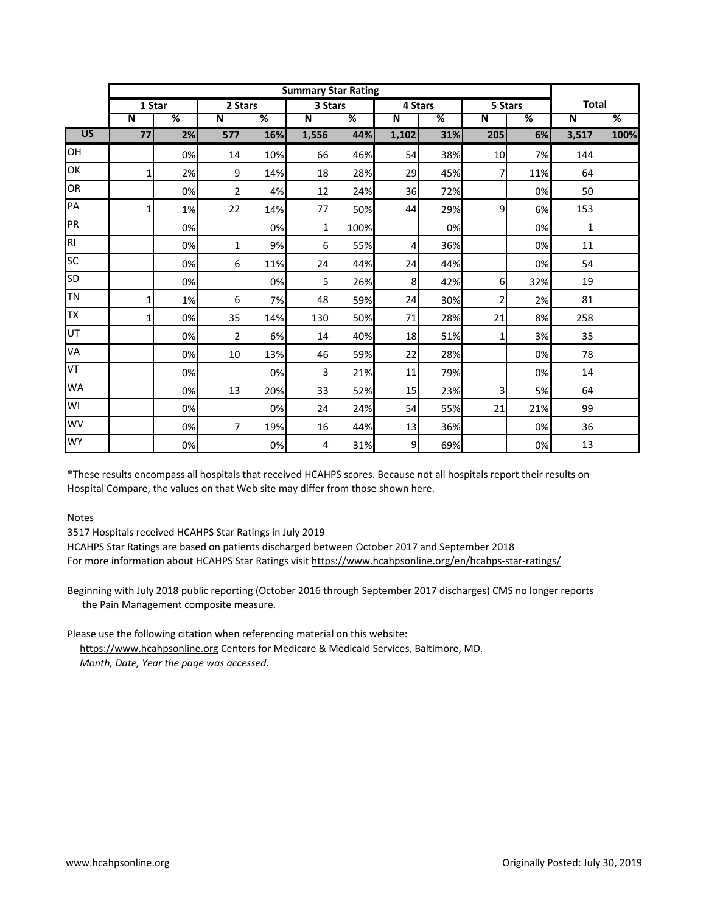| | Summary Star Rating | | | | | | | | | | Total | |
|---|---|---|---|---|---|---|---|---|---|---|---|---|
| | 1 Star | | 2 Stars | | 3 Stars | | 4 Stars | | 5 Stars | | | |
| | N | % | N | % | N | % | N | % | N | % | N | % |
| **US** | **77** | **2%** | **577** | **16%** | **1,556** | **44%** | **1,102** | **31%** | **205** | **6%** | **3,517** | **100%** |
| OH | | 0% | 14 | 10% | 66 | 46% | 54 | 38% | 10 | 7% | 144 | |
| OK | 1 | 2% | 9 | 14% | 18 | 28% | 29 | 45% | 7 | 11% | 64 | |
| OR | | 0% | 2 | 4% | 12 | 24% | 36 | 72% | | 0% | 50 | |
| PA | 1 | 1% | 22 | 14% | 77 | 50% | 44 | 29% | 9 | 6% | 153 | |
| PR | | 0% | | 0% | 1 | 100% | | 0% | | 0% | 1 | |
| RI | | 0% | 1 | 9% | 6 | 55% | 4 | 36% | | 0% | 11 | |
| SC | | 0% | 6 | 11% | 24 | 44% | 24 | 44% | | 0% | 54 | |
| SD | | 0% | | 0% | 5 | 26% | 8 | 42% | 6 | 32% | 19 | |
| TN | 1 | 1% | 6 | 7% | 48 | 59% | 24 | 30% | 2 | 2% | 81 | |
| TX | 1 | 0% | 35 | 14% | 130 | 50% | 71 | 28% | 21 | 8% | 258 | |
| UT | | 0% | 2 | 6% | 14 | 40% | 18 | 51% | 1 | 3% | 35 | |
| VA | | 0% | 10 | 13% | 46 | 59% | 22 | 28% | | 0% | 78 | |
| VT | | 0% | | 0% | 3 | 21% | 11 | 79% | | 0% | 14 | |
| WA | | 0% | 13 | 20% | 33 | 52% | 15 | 23% | 3 | 5% | 64 | |
| WI | | 0% | | 0% | 24 | 24% | 54 | 55% | 21 | 21% | 99 | |
| WV | | 0% | 7 | 19% | 16 | 44% | 13 | 36% | | 0% | 36 | |
| WY | | 0% | | 0% | 4 | 31% | 9 | 69% | | 0% | 13 | |

*These results encompass all hospitals that received HCAHPS scores. Because not all hospitals report their results on Hospital Compare, the values on that Web site may differ from those shown here.

Notes

3517 Hospitals received HCAHPS Star Ratings in July 2019

HCAHPS Star Ratings are based on patients discharged between October 2017 and September 2018

For more information about HCAHPS Star Ratings visit https://www.hcahpsonline.org/en/hcahps-star-ratings/

Beginning with July 2018 public reporting (October 2016 through September 2017 discharges) CMS no longer reports the Pain Management composite measure.

Please use the following citation when referencing material on this website:

https://www.hcahpsonline.org Centers for Medicare & Medicaid Services, Baltimore, MD.
*Month, Date, Year the page was accessed.*

www.hcahpsonline.org

Originally Posted: July 30, 2019